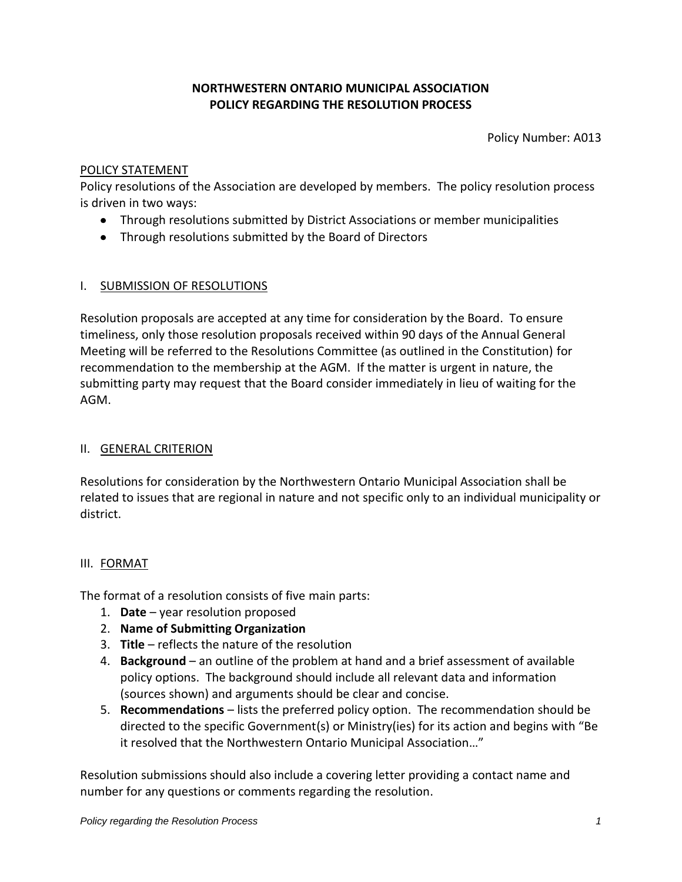# NORTHWESTERN ONTARIO MUNICIPAL ASSOCIATION
# POLICY REGARDING THE RESOLUTION PROCESS

Policy Number: A013

## POLICY STATEMENT

Policy resolutions of the Association are developed by members. The policy resolution process is driven in two ways:

- Through resolutions submitted by District Associations or member municipalities
- Through resolutions submitted by the Board of Directors

## I. SUBMISSION OF RESOLUTIONS

Resolution proposals are accepted at any time for consideration by the Board. To ensure timeliness, only those resolution proposals received within 90 days of the Annual General Meeting will be referred to the Resolutions Committee (as outlined in the Constitution) for recommendation to the membership at the AGM. If the matter is urgent in nature, the submitting party may request that the Board consider immediately in lieu of waiting for the AGM.

## II. GENERAL CRITERION

Resolutions for consideration by the Northwestern Ontario Municipal Association shall be related to issues that are regional in nature and not specific only to an individual municipality or district.

## III. FORMAT

The format of a resolution consists of five main parts:

1. **Date** – year resolution proposed
2. **Name of Submitting Organization**
3. **Title** – reflects the nature of the resolution
4. **Background** – an outline of the problem at hand and a brief assessment of available policy options. The background should include all relevant data and information (sources shown) and arguments should be clear and concise.
5. **Recommendations** – lists the preferred policy option. The recommendation should be directed to the specific Government(s) or Ministry(ies) for its action and begins with "Be it resolved that the Northwestern Ontario Municipal Association…"

Resolution submissions should also include a covering letter providing a contact name and number for any questions or comments regarding the resolution.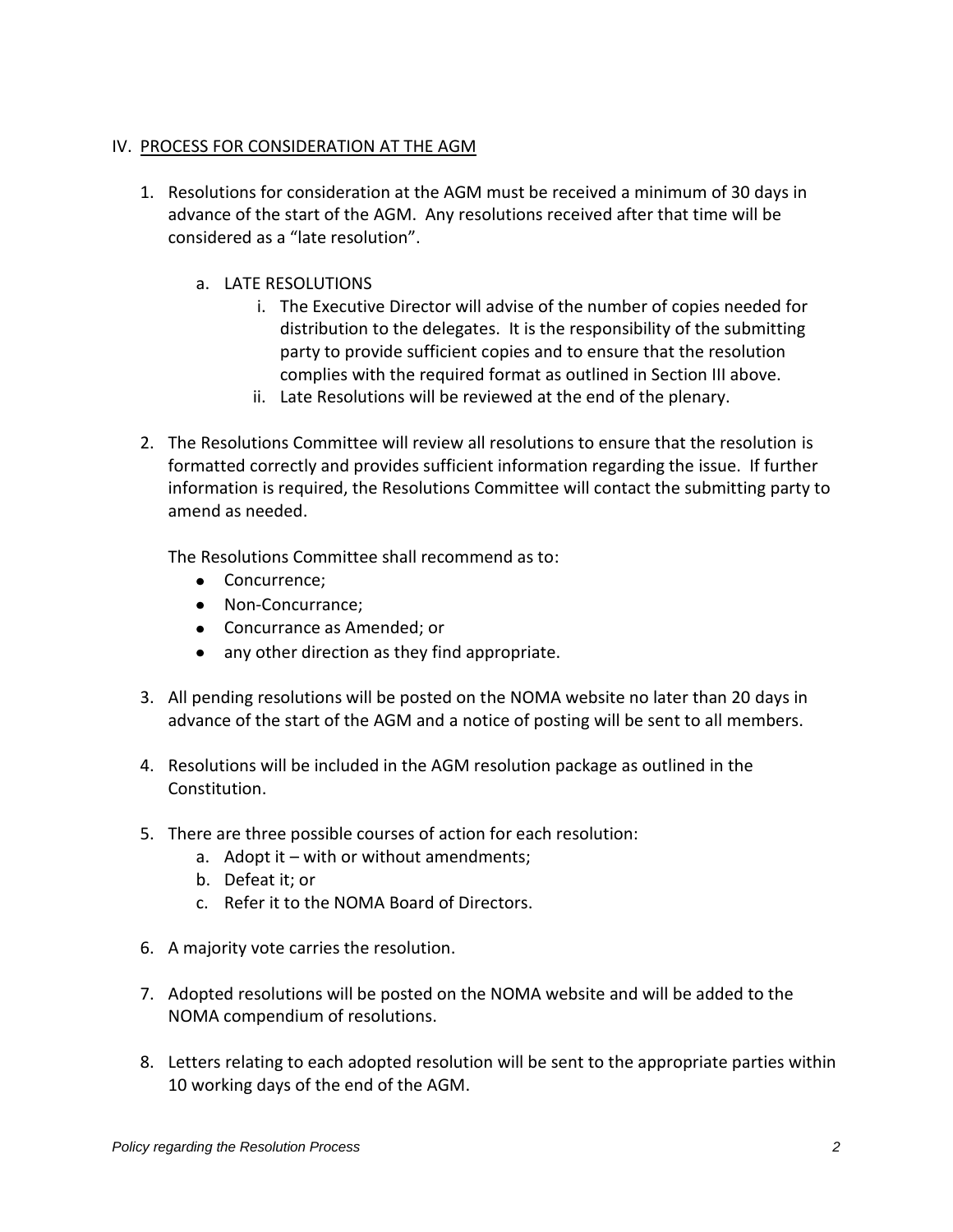## IV. PROCESS FOR CONSIDERATION AT THE AGM

1. Resolutions for consideration at the AGM must be received a minimum of 30 days in advance of the start of the AGM. Any resolutions received after that time will be considered as a "late resolution".

    a. LATE RESOLUTIONS

        i. The Executive Director will advise of the number of copies needed for distribution to the delegates. It is the responsibility of the submitting party to provide sufficient copies and to ensure that the resolution complies with the required format as outlined in Section III above.

        ii. Late Resolutions will be reviewed at the end of the plenary.

2. The Resolutions Committee will review all resolutions to ensure that the resolution is formatted correctly and provides sufficient information regarding the issue. If further information is required, the Resolutions Committee will contact the submitting party to amend as needed.

    The Resolutions Committee shall recommend as to:

    - Concurrence;
    - Non-Concurrance;
    - Concurrance as Amended; or
    - any other direction as they find appropriate.

3. All pending resolutions will be posted on the NOMA website no later than 20 days in advance of the start of the AGM and a notice of posting will be sent to all members.

4. Resolutions will be included in the AGM resolution package as outlined in the Constitution.

5. There are three possible courses of action for each resolution:
    a. Adopt it – with or without amendments;
    b. Defeat it; or
    c. Refer it to the NOMA Board of Directors.

6. A majority vote carries the resolution.

7. Adopted resolutions will be posted on the NOMA website and will be added to the NOMA compendium of resolutions.

8. Letters relating to each adopted resolution will be sent to the appropriate parties within 10 working days of the end of the AGM.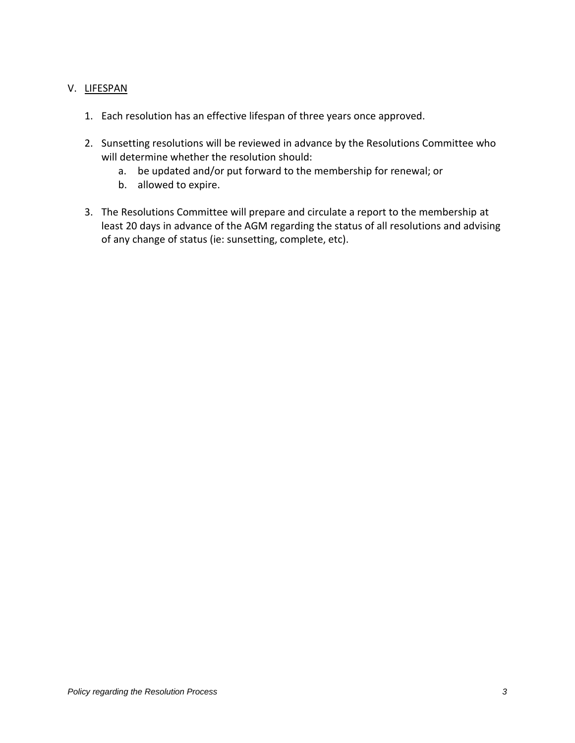## V. LIFESPAN

1. Each resolution has an effective lifespan of three years once approved.

2. Sunsetting resolutions will be reviewed in advance by the Resolutions Committee who will determine whether the resolution should:
   a. be updated and/or put forward to the membership for renewal; or
   b. allowed to expire.

3. The Resolutions Committee will prepare and circulate a report to the membership at least 20 days in advance of the AGM regarding the status of all resolutions and advising of any change of status (ie: sunsetting, complete, etc).